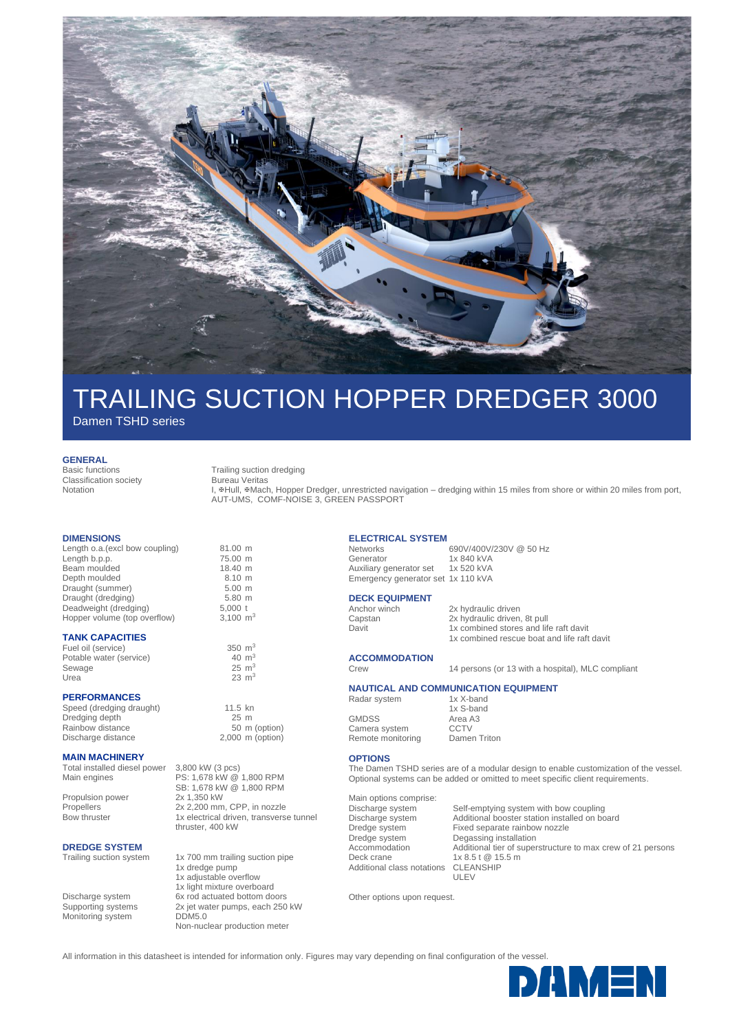# TRAILING SUCTION HOPPER DREDGER 3000

Damen TSHD series

## GENERAL

| | |
|---|---|
| Basic functions | Trailing suction dredging |
| Classification society | Bureau Veritas |
| Notation | I, ✠Hull, ✠Mach, Hopper Dredger, unrestricted navigation – dredging within 15 miles from shore or within 20 miles from port, AUT-UMS, COMF-NOISE 3, GREEN PASSPORT |

## DIMENSIONS

| | |
|---|---|
| Length o.a.(excl bow coupling) | 81.00 m |
| Length b.p.p. | 75.00 m |
| Beam moulded | 18.40 m |
| Depth moulded | 8.10 m |
| Draught (summer) | 5.00 m |
| Draught (dredging) | 5.80 m |
| Deadweight (dredging) | 5,000 t |
| Hopper volume (top overflow) | 3,100 $m^3$ |

## TANK CAPACITIES

| | |
|---|---|
| Fuel oil (service) | 350 $m^3$ |
| Potable water (service) | 40 $m^3$ |
| Sewage | 25 $m^3$ |
| Urea | 23 $m^3$ |

## PERFORMANCES

| | |
|---|---|
| Speed (dredging draught) | 11.5 kn |
| Dredging depth | 25 m |
| Rainbow distance | 50 m (option) |
| Discharge distance | 2,000 m (option) |

## MAIN MACHINERY

| | |
|---|---|
| Total installed diesel power | 3,800 kW (3 pcs) |
| Main engines | PS: 1,678 kW @ 1,800 RPM<br>SB: 1,678 kW @ 1,800 RPM |
| Propulsion power | 2x 1,350 kW |
| Propellers | 2x 2,200 mm, CPP, in nozzle |
| Bow thruster | 1x electrical driven, transverse tunnel thruster, 400 kW |

## DREDGE SYSTEM

| | |
|---|---|
| Trailing suction system | 1x 700 mm trailing suction pipe<br>1x dredge pump<br>1x adjustable overflow<br>1x light mixture overboard |
| Discharge system | 6x rod actuated bottom doors |
| Supporting systems | 2x jet water pumps, each 250 kW |
| Monitoring system | DDM5.0<br>Non-nuclear production meter |

## ELECTRICAL SYSTEM

| | |
|---|---|
| Networks | 690V/400V/230V @ 50 Hz |
| Generator | 1x 840 kVA |
| Auxiliary generator set | 1x 520 kVA |
| Emergency generator set | 1x 110 kVA |

## DECK EQUIPMENT

| | |
|---|---|
| Anchor winch | 2x hydraulic driven |
| Capstan | 2x hydraulic driven, 8t pull |
| Davit | 1x combined stores and life raft davit<br>1x combined rescue boat and life raft davit |

## ACCOMMODATION

| | |
|---|---|
| Crew | 14 persons (or 13 with a hospital), MLC compliant |

## NAUTICAL AND COMMUNICATION EQUIPMENT

| | |
|---|---|
| Radar system | 1x X-band<br>1x S-band |
| GMDSS | Area A3 |
| Camera system | CCTV |
| Remote monitoring | Damen Triton |

## OPTIONS

The Damen TSHD series are of a modular design to enable customization of the vessel. Optional systems can be added or omitted to meet specific client requirements.

Main options comprise:

| | |
|---|---|
| Discharge system | Self-emptying system with bow coupling |
| Discharge system | Additional booster station installed on board |
| Dredge system | Fixed separate rainbow nozzle |
| Dredge system | Degassing installation |
| Accommodation | Additional tier of superstructure to max crew of 21 persons |
| Deck crane | 1x 8.5 t @ 15.5 m |
| Additional class notations | CLEANSHIP<br>ULEV |

Other options upon request.

All information in this datasheet is intended for information only. Figures may vary depending on final configuration of the vessel.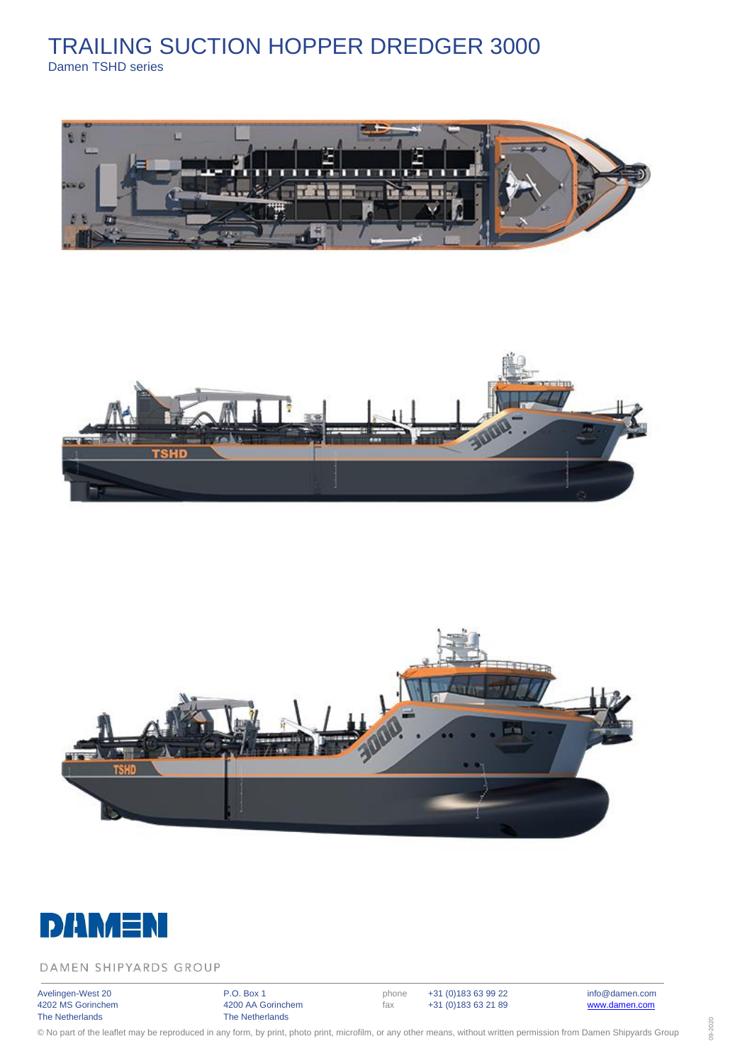# TRAILING SUCTION HOPPER DREDGER 3000

Damen TSHD series

DAMEN

DAMEN SHIPYARDS GROUP

Avelingen-West 20
4202 MS Gorinchem
The Netherlands

P.O. Box 1
4200 AA Gorinchem
The Netherlands

phone +31 (0)183 63 99 22
fax +31 (0)183 63 21 89

info@damen.com
www.damen.com

© No part of the leaflet may be reproduced in any form, by print, photo print, microfilm, or any other means, without written permission from Damen Shipyards Group

09-2020